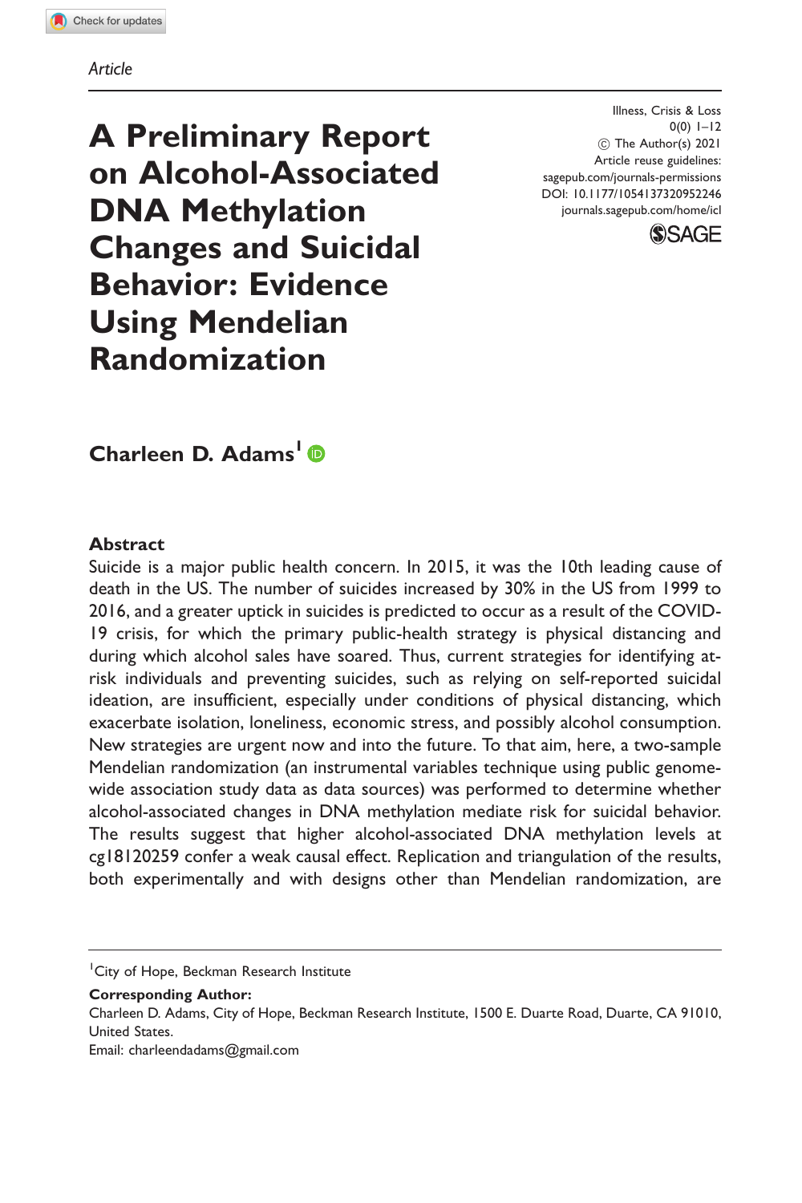*Article*

# A Preliminary Report on Alcohol-Associated DNA Methylation Changes and Suicidal Behavior: Evidence Using Mendelian Randomization

Illness, Crisis & Loss
0(0) 1–12
© The Author(s) 2021
Article reuse guidelines:
sagepub.com/journals-permissions
DOI: 10.1177/1054137320952246
journals.sagepub.com/home/icl

**Charleen D. Adams**[1]

## Abstract

Suicide is a major public health concern. In 2015, it was the 10th leading cause of death in the US. The number of suicides increased by 30% in the US from 1999 to 2016, and a greater uptick in suicides is predicted to occur as a result of the COVID-19 crisis, for which the primary public-health strategy is physical distancing and during which alcohol sales have soared. Thus, current strategies for identifying at-risk individuals and preventing suicides, such as relying on self-reported suicidal ideation, are insufficient, especially under conditions of physical distancing, which exacerbate isolation, loneliness, economic stress, and possibly alcohol consumption. New strategies are urgent now and into the future. To that aim, here, a two-sample Mendelian randomization (an instrumental variables technique using public genome-wide association study data as data sources) was performed to determine whether alcohol-associated changes in DNA methylation mediate risk for suicidal behavior. The results suggest that higher alcohol-associated DNA methylation levels at cg18120259 confer a weak causal effect. Replication and triangulation of the results, both experimentally and with designs other than Mendelian randomization, are

---

[1]City of Hope, Beckman Research Institute

**Corresponding Author:**
Charleen D. Adams, City of Hope, Beckman Research Institute, 1500 E. Duarte Road, Duarte, CA 91010, United States.
Email: charleendadams@gmail.com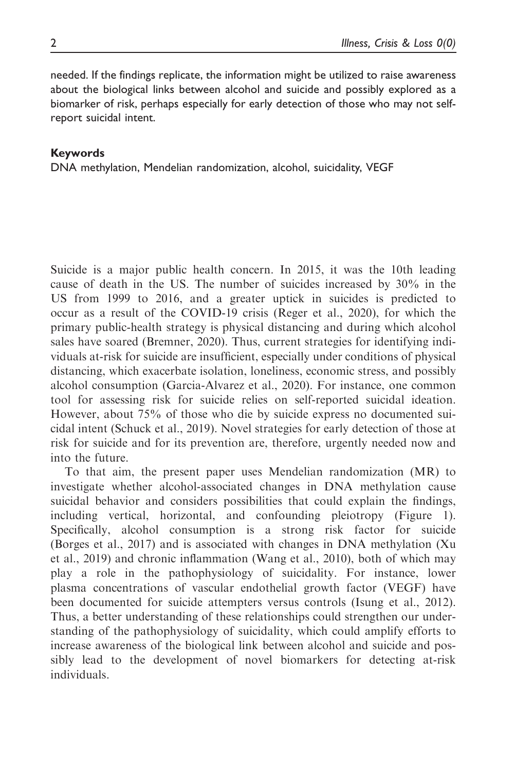needed. If the findings replicate, the information might be utilized to raise awareness about the biological links between alcohol and suicide and possibly explored as a biomarker of risk, perhaps especially for early detection of those who may not self-report suicidal intent.

**Keywords**

DNA methylation, Mendelian randomization, alcohol, suicidality, VEGF

Suicide is a major public health concern. In 2015, it was the 10th leading cause of death in the US. The number of suicides increased by 30% in the US from 1999 to 2016, and a greater uptick in suicides is predicted to occur as a result of the COVID-19 crisis (Reger et al., 2020), for which the primary public-health strategy is physical distancing and during which alcohol sales have soared (Bremner, 2020). Thus, current strategies for identifying individuals at-risk for suicide are insufficient, especially under conditions of physical distancing, which exacerbate isolation, loneliness, economic stress, and possibly alcohol consumption (Garcia-Alvarez et al., 2020). For instance, one common tool for assessing risk for suicide relies on self-reported suicidal ideation. However, about 75% of those who die by suicide express no documented suicidal intent (Schuck et al., 2019). Novel strategies for early detection of those at risk for suicide and for its prevention are, therefore, urgently needed now and into the future.

To that aim, the present paper uses Mendelian randomization (MR) to investigate whether alcohol-associated changes in DNA methylation cause suicidal behavior and considers possibilities that could explain the findings, including vertical, horizontal, and confounding pleiotropy (Figure 1). Specifically, alcohol consumption is a strong risk factor for suicide (Borges et al., 2017) and is associated with changes in DNA methylation (Xu et al., 2019) and chronic inflammation (Wang et al., 2010), both of which may play a role in the pathophysiology of suicidality. For instance, lower plasma concentrations of vascular endothelial growth factor (VEGF) have been documented for suicide attempters versus controls (Isung et al., 2012). Thus, a better understanding of these relationships could strengthen our understanding of the pathophysiology of suicidality, which could amplify efforts to increase awareness of the biological link between alcohol and suicide and possibly lead to the development of novel biomarkers for detecting at-risk individuals.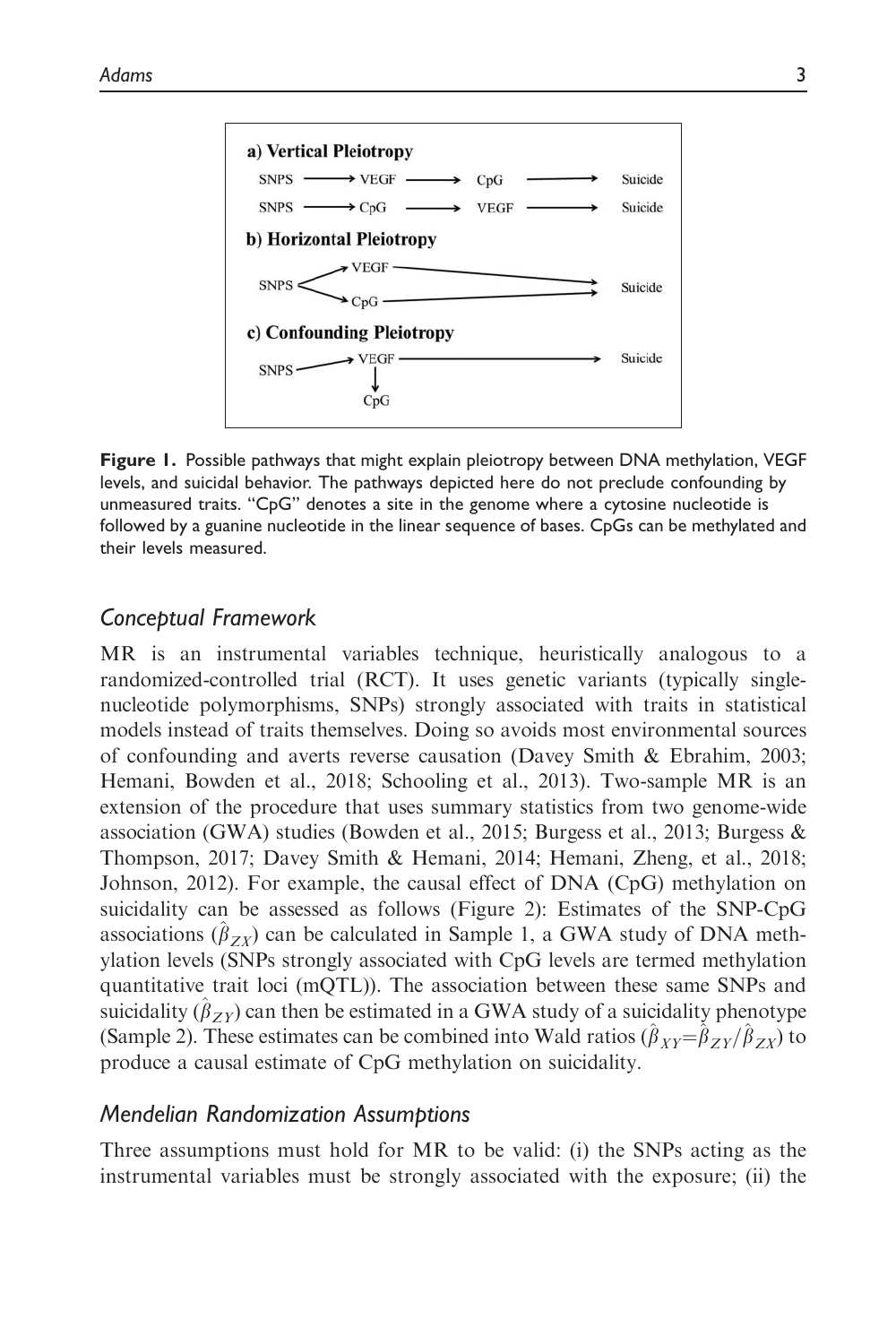**a) Vertical Pleiotropy**

SNPS → VEGF → CpG → Suicide

SNPS → CpG → VEGF → Suicide

**b) Horizontal Pleiotropy**

SNPS → VEGF → Suicide

SNPS → CpG → Suicide

**c) Confounding Pleiotropy**

SNPS → VEGF → Suicide

VEGF → CpG

**Figure 1.** Possible pathways that might explain pleiotropy between DNA methylation, VEGF levels, and suicidal behavior. The pathways depicted here do not preclude confounding by unmeasured traits. "CpG" denotes a site in the genome where a cytosine nucleotide is followed by a guanine nucleotide in the linear sequence of bases. CpGs can be methylated and their levels measured.

## Conceptual Framework

MR is an instrumental variables technique, heuristically analogous to a randomized-controlled trial (RCT). It uses genetic variants (typically single-nucleotide polymorphisms, SNPs) strongly associated with traits in statistical models instead of traits themselves. Doing so avoids most environmental sources of confounding and averts reverse causation (Davey Smith & Ebrahim, 2003; Hemani, Bowden et al., 2018; Schooling et al., 2013). Two-sample MR is an extension of the procedure that uses summary statistics from two genome-wide association (GWA) studies (Bowden et al., 2015; Burgess et al., 2013; Burgess & Thompson, 2017; Davey Smith & Hemani, 2014; Hemani, Zheng, et al., 2018; Johnson, 2012). For example, the causal effect of DNA (CpG) methylation on suicidality can be assessed as follows (Figure 2): Estimates of the SNP-CpG associations ($\hat{\beta}_{ZX}$) can be calculated in Sample 1, a GWA study of DNA methylation levels (SNPs strongly associated with CpG levels are termed methylation quantitative trait loci (mQTL)). The association between these same SNPs and suicidality ($\hat{\beta}_{ZY}$) can then be estimated in a GWA study of a suicidality phenotype (Sample 2). These estimates can be combined into Wald ratios ($\hat{\beta}_{XY}=\hat{\beta}_{ZY}/\hat{\beta}_{ZX}$) to produce a causal estimate of CpG methylation on suicidality.

## Mendelian Randomization Assumptions

Three assumptions must hold for MR to be valid: (i) the SNPs acting as the instrumental variables must be strongly associated with the exposure; (ii) the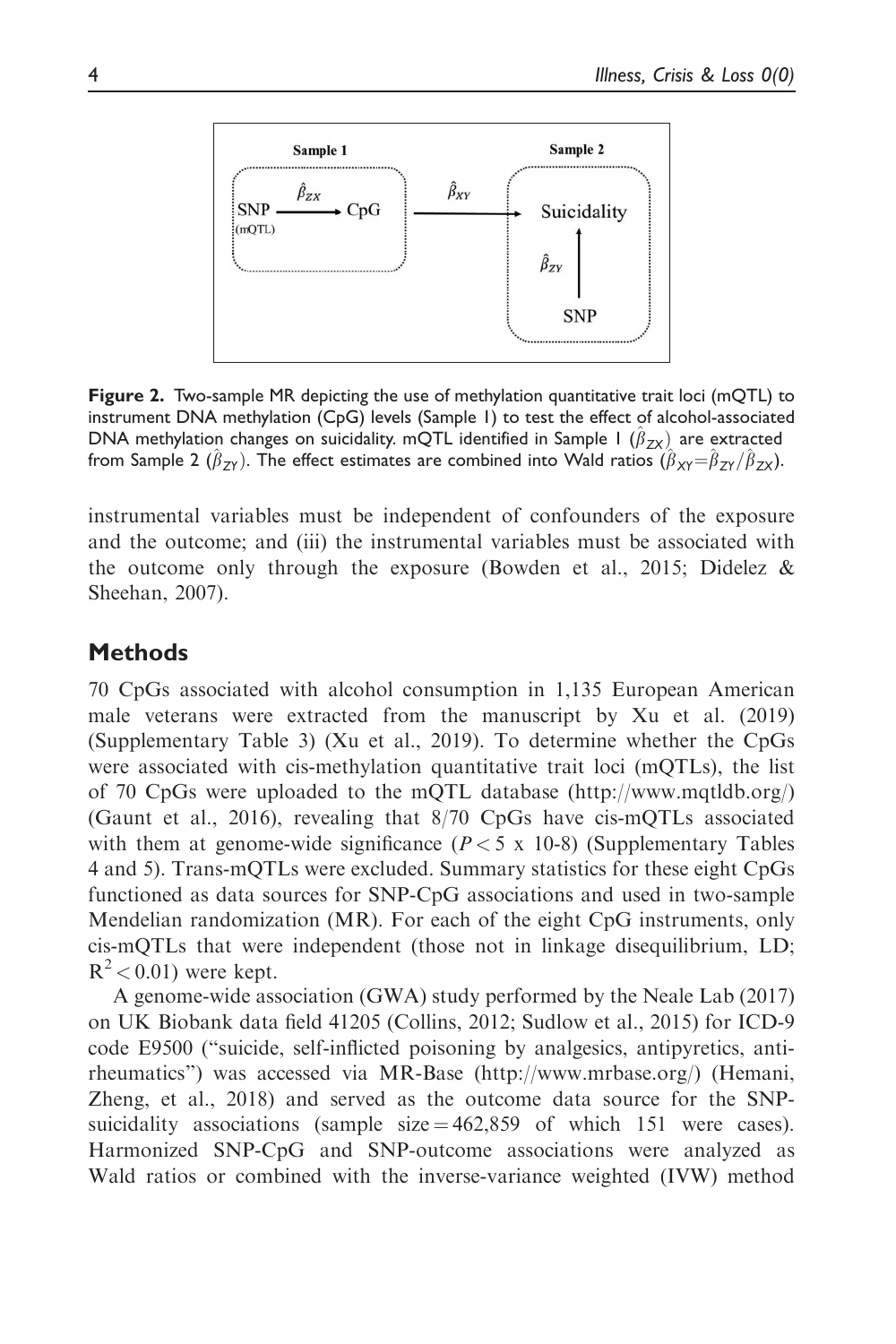**Figure 2.** Two-sample MR depicting the use of methylation quantitative trait loci (mQTL) to instrument DNA methylation (CpG) levels (Sample 1) to test the effect of alcohol-associated DNA methylation changes on suicidality. mQTL identified in Sample 1 ($\hat{\beta}_{ZX}$) are extracted from Sample 2 ($\hat{\beta}_{ZY}$). The effect estimates are combined into Wald ratios ($\hat{\beta}_{XY}=\hat{\beta}_{ZY}/\hat{\beta}_{ZX}$).

instrumental variables must be independent of confounders of the exposure and the outcome; and (iii) the instrumental variables must be associated with the outcome only through the exposure (Bowden et al., 2015; Didelez & Sheehan, 2007).

## Methods

70 CpGs associated with alcohol consumption in 1,135 European American male veterans were extracted from the manuscript by Xu et al. (2019) (Supplementary Table 3) (Xu et al., 2019). To determine whether the CpGs were associated with cis-methylation quantitative trait loci (mQTLs), the list of 70 CpGs were uploaded to the mQTL database (http://www.mqtldb.org/) (Gaunt et al., 2016), revealing that 8/70 CpGs have cis-mQTLs associated with them at genome-wide significance ($P < 5$ x 10-8) (Supplementary Tables 4 and 5). Trans-mQTLs were excluded. Summary statistics for these eight CpGs functioned as data sources for SNP-CpG associations and used in two-sample Mendelian randomization (MR). For each of the eight CpG instruments, only cis-mQTLs that were independent (those not in linkage disequilibrium, LD; $R^2 < 0.01$) were kept.

A genome-wide association (GWA) study performed by the Neale Lab (2017) on UK Biobank data field 41205 (Collins, 2012; Sudlow et al., 2015) for ICD-9 code E9500 ("suicide, self-inflicted poisoning by analgesics, antipyretics, antirheumatics") was accessed via MR-Base (http://www.mrbase.org/) (Hemani, Zheng, et al., 2018) and served as the outcome data source for the SNP-suicidality associations (sample size = 462,859 of which 151 were cases). Harmonized SNP-CpG and SNP-outcome associations were analyzed as Wald ratios or combined with the inverse-variance weighted (IVW) method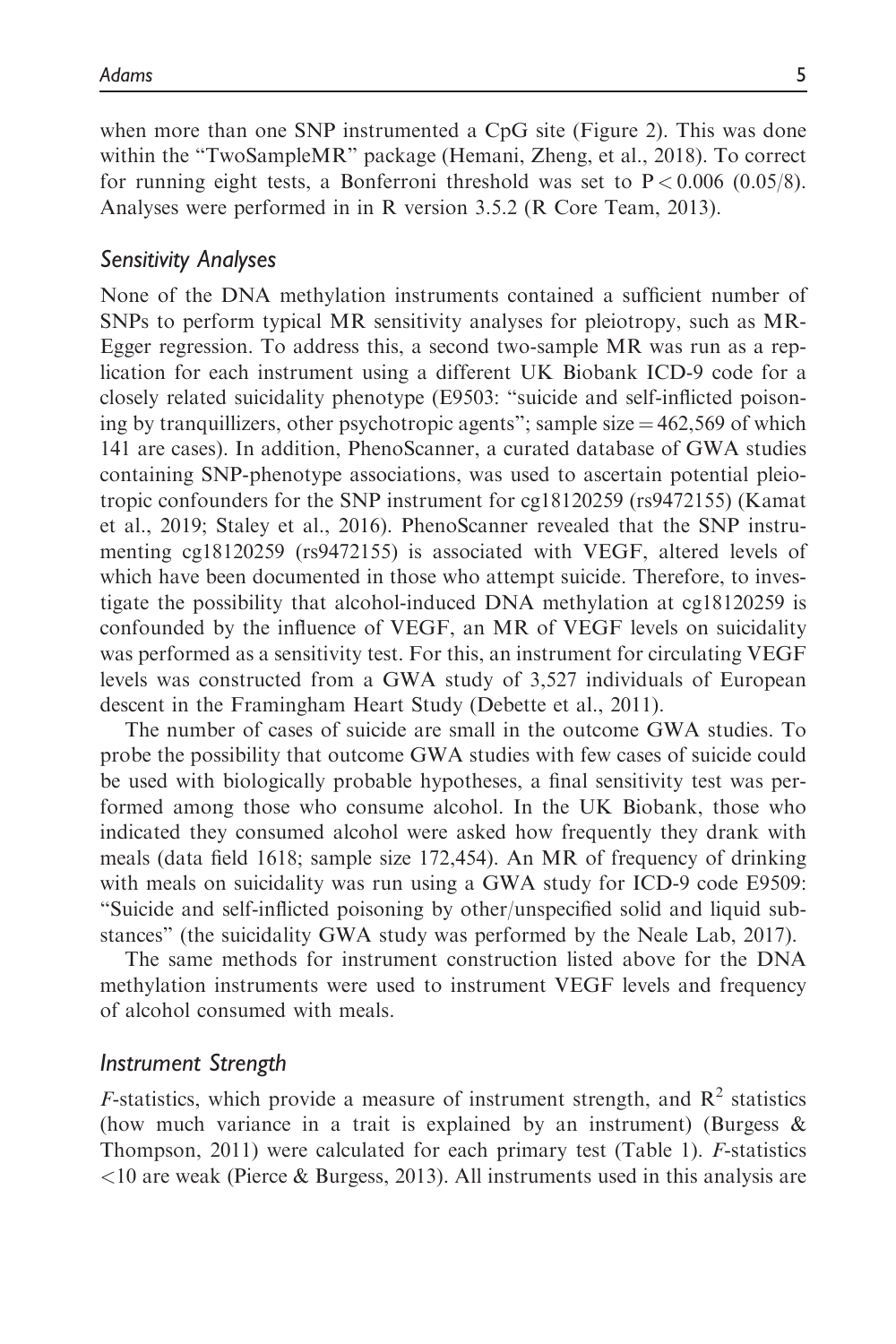when more than one SNP instrumented a CpG site (Figure 2). This was done within the "TwoSampleMR" package (Hemani, Zheng, et al., 2018). To correct for running eight tests, a Bonferroni threshold was set to $P < 0.006$ (0.05/8). Analyses were performed in in R version 3.5.2 (R Core Team, 2013).

### *Sensitivity Analyses*

None of the DNA methylation instruments contained a sufficient number of SNPs to perform typical MR sensitivity analyses for pleiotropy, such as MR-Egger regression. To address this, a second two-sample MR was run as a replication for each instrument using a different UK Biobank ICD-9 code for a closely related suicidality phenotype (E9503: "suicide and self-inflicted poisoning by tranquillizers, other psychotropic agents"; sample size = 462,569 of which 141 are cases). In addition, PhenoScanner, a curated database of GWA studies containing SNP-phenotype associations, was used to ascertain potential pleiotropic confounders for the SNP instrument for cg18120259 (rs9472155) (Kamat et al., 2019; Staley et al., 2016). PhenoScanner revealed that the SNP instrumenting cg18120259 (rs9472155) is associated with VEGF, altered levels of which have been documented in those who attempt suicide. Therefore, to investigate the possibility that alcohol-induced DNA methylation at cg18120259 is confounded by the influence of VEGF, an MR of VEGF levels on suicidality was performed as a sensitivity test. For this, an instrument for circulating VEGF levels was constructed from a GWA study of 3,527 individuals of European descent in the Framingham Heart Study (Debette et al., 2011).

The number of cases of suicide are small in the outcome GWA studies. To probe the possibility that outcome GWA studies with few cases of suicide could be used with biologically probable hypotheses, a final sensitivity test was performed among those who consume alcohol. In the UK Biobank, those who indicated they consumed alcohol were asked how frequently they drank with meals (data field 1618; sample size 172,454). An MR of frequency of drinking with meals on suicidality was run using a GWA study for ICD-9 code E9509: "Suicide and self-inflicted poisoning by other/unspecified solid and liquid substances" (the suicidality GWA study was performed by the Neale Lab, 2017).

The same methods for instrument construction listed above for the DNA methylation instruments were used to instrument VEGF levels and frequency of alcohol consumed with meals.

### *Instrument Strength*

*F*-statistics, which provide a measure of instrument strength, and $R^2$ statistics (how much variance in a trait is explained by an instrument) (Burgess & Thompson, 2011) were calculated for each primary test (Table 1). *F*-statistics $<10$ are weak (Pierce & Burgess, 2013). All instruments used in this analysis are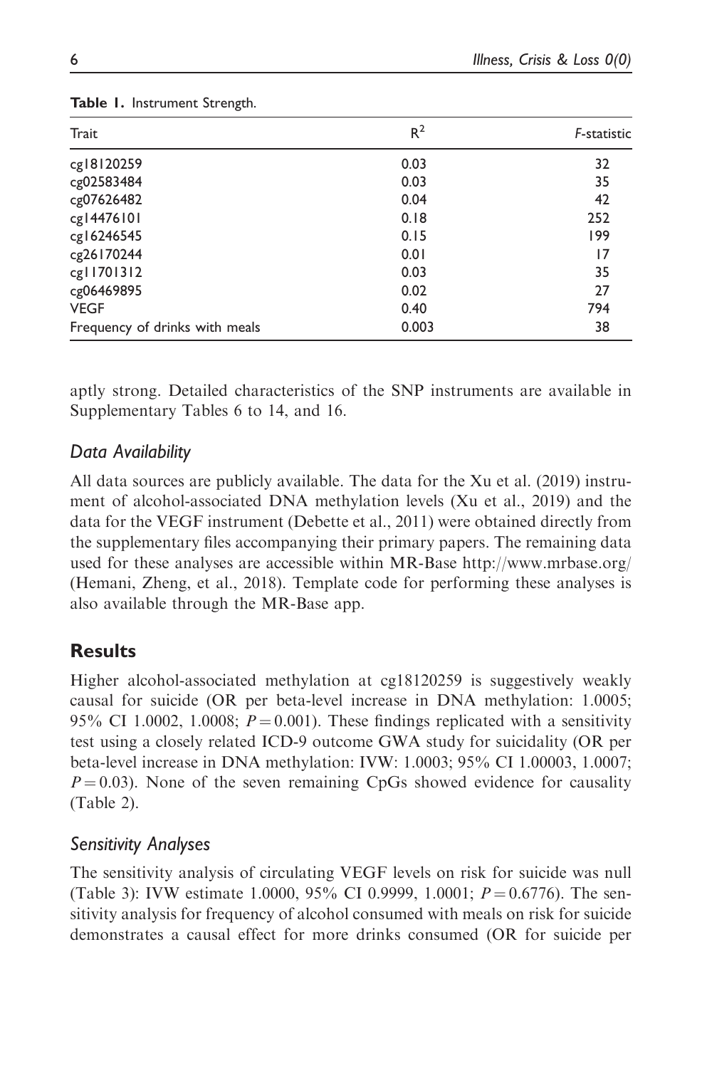Table 1. Instrument Strength.

| Trait | $R^2$ | *F*-statistic |
|---|---|---|
| cg18120259 | 0.03 | 32 |
| cg02583484 | 0.03 | 35 |
| cg07626482 | 0.04 | 42 |
| cg14476101 | 0.18 | 252 |
| cg16246545 | 0.15 | 199 |
| cg26170244 | 0.01 | 17 |
| cg11701312 | 0.03 | 35 |
| cg06469895 | 0.02 | 27 |
| VEGF | 0.40 | 794 |
| Frequency of drinks with meals | 0.003 | 38 |

aptly strong. Detailed characteristics of the SNP instruments are available in Supplementary Tables 6 to 14, and 16.

### Data Availability

All data sources are publicly available. The data for the Xu et al. (2019) instrument of alcohol-associated DNA methylation levels (Xu et al., 2019) and the data for the VEGF instrument (Debette et al., 2011) were obtained directly from the supplementary files accompanying their primary papers. The remaining data used for these analyses are accessible within MR-Base http://www.mrbase.org/ (Hemani, Zheng, et al., 2018). Template code for performing these analyses is also available through the MR-Base app.

## Results

Higher alcohol-associated methylation at cg18120259 is suggestively weakly causal for suicide (OR per beta-level increase in DNA methylation: 1.0005; 95% CI 1.0002, 1.0008; $P = 0.001$). These findings replicated with a sensitivity test using a closely related ICD-9 outcome GWA study for suicidality (OR per beta-level increase in DNA methylation: IVW: 1.0003; 95% CI 1.00003, 1.0007; $P = 0.03$). None of the seven remaining CpGs showed evidence for causality (Table 2).

### Sensitivity Analyses

The sensitivity analysis of circulating VEGF levels on risk for suicide was null (Table 3): IVW estimate 1.0000, 95% CI 0.9999, 1.0001; $P = 0.6776$). The sensitivity analysis for frequency of alcohol consumed with meals on risk for suicide demonstrates a causal effect for more drinks consumed (OR for suicide per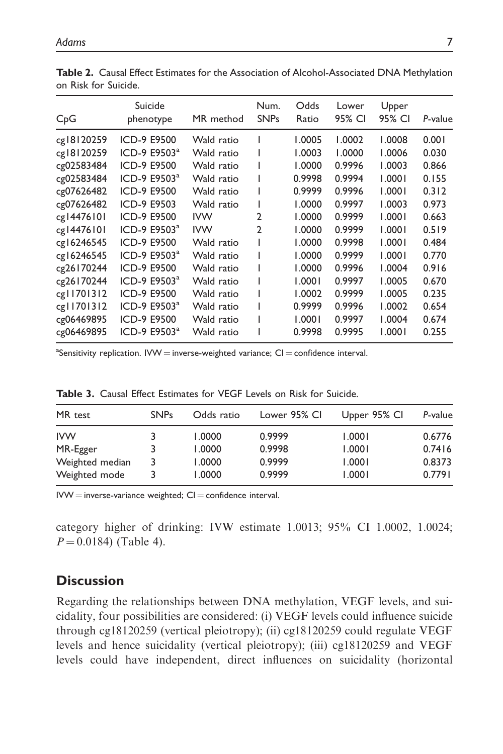**Table 2.** Causal Effect Estimates for the Association of Alcohol-Associated DNA Methylation on Risk for Suicide.

| CpG | Suicide phenotype | MR method | Num. SNPs | Odds Ratio | Lower 95% CI | Upper 95% CI | *P*-value |
|---|---|---|---|---|---|---|---|
| cg18120259 | ICD-9 E9500 | Wald ratio | 1 | 1.0005 | 1.0002 | 1.0008 | 0.001 |
| cg18120259 | ICD-9 E9503[a] | Wald ratio | 1 | 1.0003 | 1.0000 | 1.0006 | 0.030 |
| cg02583484 | ICD-9 E9500 | Wald ratio | 1 | 1.0000 | 0.9996 | 1.0003 | 0.866 |
| cg02583484 | ICD-9 E9503[a] | Wald ratio | 1 | 0.9998 | 0.9994 | 1.0001 | 0.155 |
| cg07626482 | ICD-9 E9500 | Wald ratio | 1 | 0.9999 | 0.9996 | 1.0001 | 0.312 |
| cg07626482 | ICD-9 E9503 | Wald ratio | 1 | 1.0000 | 0.9997 | 1.0003 | 0.973 |
| cg14476101 | ICD-9 E9500 | IVW | 2 | 1.0000 | 0.9999 | 1.0001 | 0.663 |
| cg14476101 | ICD-9 E9503[a] | IVW | 2 | 1.0000 | 0.9999 | 1.0001 | 0.519 |
| cg16246545 | ICD-9 E9500 | Wald ratio | 1 | 1.0000 | 0.9998 | 1.0001 | 0.484 |
| cg16246545 | ICD-9 E9503[a] | Wald ratio | 1 | 1.0000 | 0.9999 | 1.0001 | 0.770 |
| cg26170244 | ICD-9 E9500 | Wald ratio | 1 | 1.0000 | 0.9996 | 1.0004 | 0.916 |
| cg26170244 | ICD-9 E9503[a] | Wald ratio | 1 | 1.0001 | 0.9997 | 1.0005 | 0.670 |
| cg11701312 | ICD-9 E9500 | Wald ratio | 1 | 1.0002 | 0.9999 | 1.0005 | 0.235 |
| cg11701312 | ICD-9 E9503[a] | Wald ratio | 1 | 0.9999 | 0.9996 | 1.0002 | 0.654 |
| cg06469895 | ICD-9 E9500 | Wald ratio | 1 | 1.0001 | 0.9997 | 1.0004 | 0.674 |
| cg06469895 | ICD-9 E9503[a] | Wald ratio | 1 | 0.9998 | 0.9995 | 1.0001 | 0.255 |

[a]Sensitivity replication. IVW = inverse-weighted variance; CI = confidence interval.

**Table 3.** Causal Effect Estimates for VEGF Levels on Risk for Suicide.

| MR test | SNPs | Odds ratio | Lower 95% CI | Upper 95% CI | *P*-value |
|---|---|---|---|---|---|
| IVW | 3 | 1.0000 | 0.9999 | 1.0001 | 0.6776 |
| MR-Egger | 3 | 1.0000 | 0.9998 | 1.0001 | 0.7416 |
| Weighted median | 3 | 1.0000 | 0.9999 | 1.0001 | 0.8373 |
| Weighted mode | 3 | 1.0000 | 0.9999 | 1.0001 | 0.7791 |

IVW = inverse-variance weighted; CI = confidence interval.

category higher of drinking: IVW estimate 1.0013; 95% CI 1.0002, 1.0024; $P = 0.0184$) (Table 4).

## Discussion

Regarding the relationships between DNA methylation, VEGF levels, and suicidality, four possibilities are considered: (i) VEGF levels could influence suicide through cg18120259 (vertical pleiotropy); (ii) cg18120259 could regulate VEGF levels and hence suicidality (vertical pleiotropy); (iii) cg18120259 and VEGF levels could have independent, direct influences on suicidality (horizontal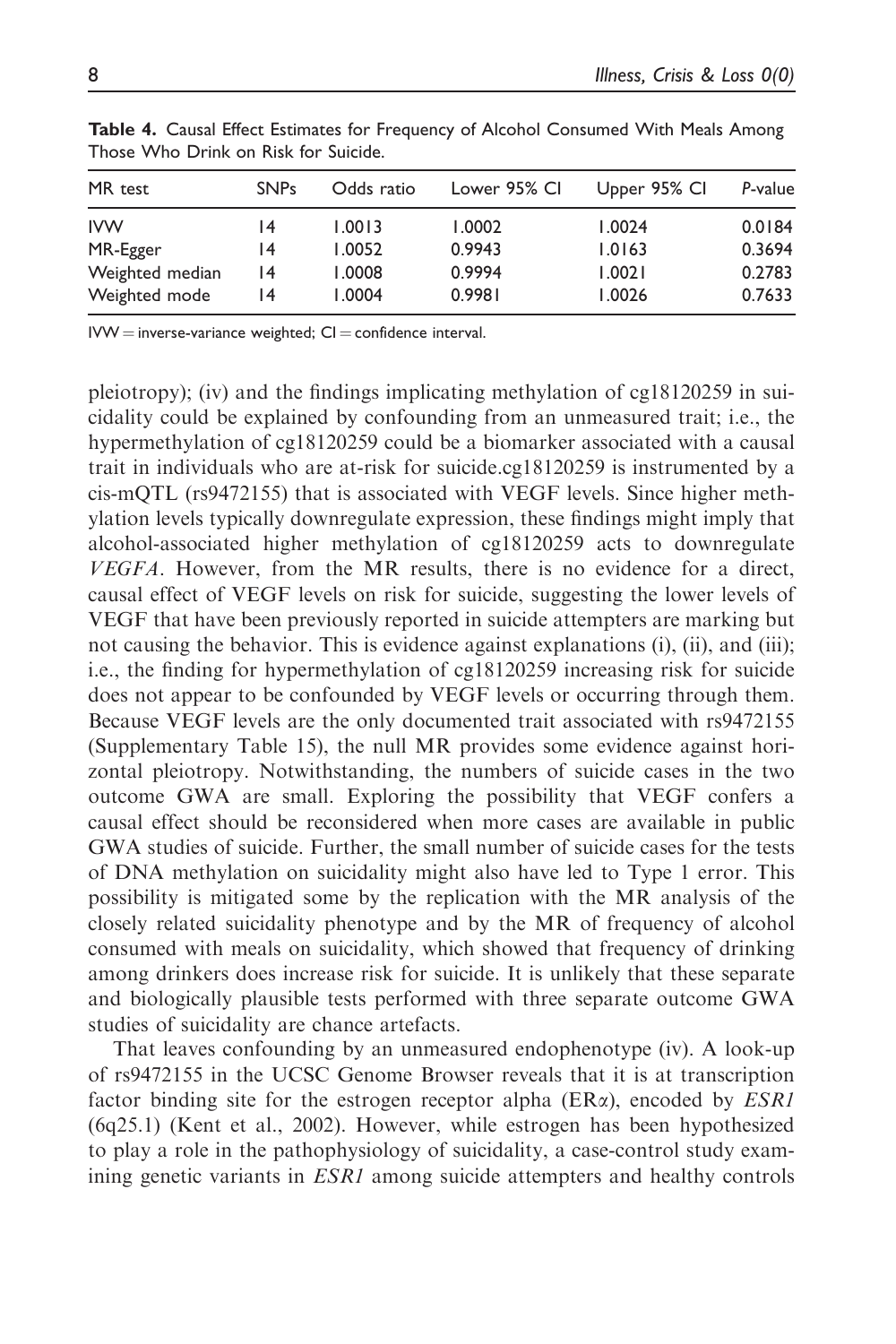**Table 4.** Causal Effect Estimates for Frequency of Alcohol Consumed With Meals Among Those Who Drink on Risk for Suicide.

| MR test | SNPs | Odds ratio | Lower 95% CI | Upper 95% CI | *P*-value |
|---|---|---|---|---|---|
| IVW | 14 | 1.0013 | 1.0002 | 1.0024 | 0.0184 |
| MR-Egger | 14 | 1.0052 | 0.9943 | 1.0163 | 0.3694 |
| Weighted median | 14 | 1.0008 | 0.9994 | 1.0021 | 0.2783 |
| Weighted mode | 14 | 1.0004 | 0.9981 | 1.0026 | 0.7633 |

IVW = inverse-variance weighted; CI = confidence interval.

pleiotropy); (iv) and the findings implicating methylation of cg18120259 in suicidality could be explained by confounding from an unmeasured trait; i.e., the hypermethylation of cg18120259 could be a biomarker associated with a causal trait in individuals who are at-risk for suicide.cg18120259 is instrumented by a cis-mQTL (rs9472155) that is associated with VEGF levels. Since higher methylation levels typically downregulate expression, these findings might imply that alcohol-associated higher methylation of cg18120259 acts to downregulate *VEGFA*. However, from the MR results, there is no evidence for a direct, causal effect of VEGF levels on risk for suicide, suggesting the lower levels of VEGF that have been previously reported in suicide attempters are marking but not causing the behavior. This is evidence against explanations (i), (ii), and (iii); i.e., the finding for hypermethylation of cg18120259 increasing risk for suicide does not appear to be confounded by VEGF levels or occurring through them. Because VEGF levels are the only documented trait associated with rs9472155 (Supplementary Table 15), the null MR provides some evidence against horizontal pleiotropy. Notwithstanding, the numbers of suicide cases in the two outcome GWA are small. Exploring the possibility that VEGF confers a causal effect should be reconsidered when more cases are available in public GWA studies of suicide. Further, the small number of suicide cases for the tests of DNA methylation on suicidality might also have led to Type 1 error. This possibility is mitigated some by the replication with the MR analysis of the closely related suicidality phenotype and by the MR of frequency of alcohol consumed with meals on suicidality, which showed that frequency of drinking among drinkers does increase risk for suicide. It is unlikely that these separate and biologically plausible tests performed with three separate outcome GWA studies of suicidality are chance artefacts.

That leaves confounding by an unmeasured endophenotype (iv). A look-up of rs9472155 in the UCSC Genome Browser reveals that it is at transcription factor binding site for the estrogen receptor alpha (ERα), encoded by *ESR1* (6q25.1) (Kent et al., 2002). However, while estrogen has been hypothesized to play a role in the pathophysiology of suicidality, a case-control study examining genetic variants in *ESR1* among suicide attempters and healthy controls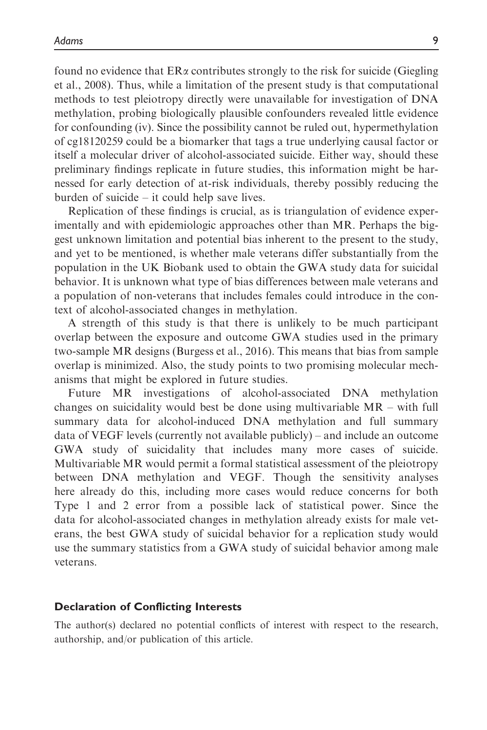found no evidence that ERα contributes strongly to the risk for suicide (Giegling et al., 2008). Thus, while a limitation of the present study is that computational methods to test pleiotropy directly were unavailable for investigation of DNA methylation, probing biologically plausible confounders revealed little evidence for confounding (iv). Since the possibility cannot be ruled out, hypermethylation of cg18120259 could be a biomarker that tags a true underlying causal factor or itself a molecular driver of alcohol-associated suicide. Either way, should these preliminary findings replicate in future studies, this information might be harnessed for early detection of at-risk individuals, thereby possibly reducing the burden of suicide – it could help save lives.

Replication of these findings is crucial, as is triangulation of evidence experimentally and with epidemiologic approaches other than MR. Perhaps the biggest unknown limitation and potential bias inherent to the present to the study, and yet to be mentioned, is whether male veterans differ substantially from the population in the UK Biobank used to obtain the GWA study data for suicidal behavior. It is unknown what type of bias differences between male veterans and a population of non-veterans that includes females could introduce in the context of alcohol-associated changes in methylation.

A strength of this study is that there is unlikely to be much participant overlap between the exposure and outcome GWA studies used in the primary two-sample MR designs (Burgess et al., 2016). This means that bias from sample overlap is minimized. Also, the study points to two promising molecular mechanisms that might be explored in future studies.

Future MR investigations of alcohol-associated DNA methylation changes on suicidality would best be done using multivariable MR – with full summary data for alcohol-induced DNA methylation and full summary data of VEGF levels (currently not available publicly) – and include an outcome GWA study of suicidality that includes many more cases of suicide. Multivariable MR would permit a formal statistical assessment of the pleiotropy between DNA methylation and VEGF. Though the sensitivity analyses here already do this, including more cases would reduce concerns for both Type 1 and 2 error from a possible lack of statistical power. Since the data for alcohol-associated changes in methylation already exists for male veterans, the best GWA study of suicidal behavior for a replication study would use the summary statistics from a GWA study of suicidal behavior among male veterans.

### Declaration of Conflicting Interests

The author(s) declared no potential conflicts of interest with respect to the research, authorship, and/or publication of this article.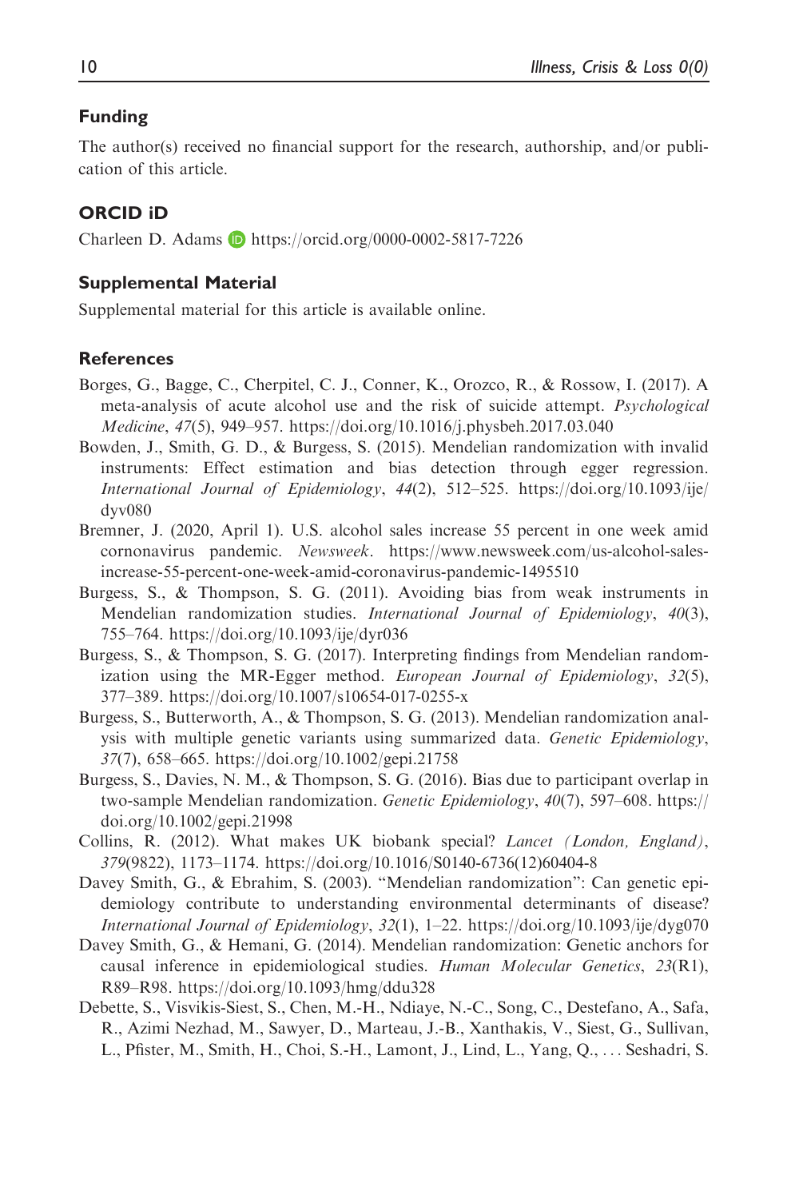## Funding

The author(s) received no financial support for the research, authorship, and/or publication of this article.

## ORCID iD

Charleen D. Adams https://orcid.org/0000-0002-5817-7226

## Supplemental Material

Supplemental material for this article is available online.

## References

Borges, G., Bagge, C., Cherpitel, C. J., Conner, K., Orozco, R., & Rossow, I. (2017). A meta-analysis of acute alcohol use and the risk of suicide attempt. *Psychological Medicine*, *47*(5), 949–957. https://doi.org/10.1016/j.physbeh.2017.03.040

Bowden, J., Smith, G. D., & Burgess, S. (2015). Mendelian randomization with invalid instruments: Effect estimation and bias detection through egger regression. *International Journal of Epidemiology*, *44*(2), 512–525. https://doi.org/10.1093/ije/dyv080

Bremner, J. (2020, April 1). U.S. alcohol sales increase 55 percent in one week amid cornonavirus pandemic. *Newsweek*. https://www.newsweek.com/us-alcohol-sales-increase-55-percent-one-week-amid-coronavirus-pandemic-1495510

Burgess, S., & Thompson, S. G. (2011). Avoiding bias from weak instruments in Mendelian randomization studies. *International Journal of Epidemiology*, *40*(3), 755–764. https://doi.org/10.1093/ije/dyr036

Burgess, S., & Thompson, S. G. (2017). Interpreting findings from Mendelian randomization using the MR-Egger method. *European Journal of Epidemiology*, *32*(5), 377–389. https://doi.org/10.1007/s10654-017-0255-x

Burgess, S., Butterworth, A., & Thompson, S. G. (2013). Mendelian randomization analysis with multiple genetic variants using summarized data. *Genetic Epidemiology*, *37*(7), 658–665. https://doi.org/10.1002/gepi.21758

Burgess, S., Davies, N. M., & Thompson, S. G. (2016). Bias due to participant overlap in two-sample Mendelian randomization. *Genetic Epidemiology*, *40*(7), 597–608. https://doi.org/10.1002/gepi.21998

Collins, R. (2012). What makes UK biobank special? *Lancet (London, England)*, *379*(9822), 1173–1174. https://doi.org/10.1016/S0140-6736(12)60404-8

Davey Smith, G., & Ebrahim, S. (2003). "Mendelian randomization": Can genetic epidemiology contribute to understanding environmental determinants of disease? *International Journal of Epidemiology*, *32*(1), 1–22. https://doi.org/10.1093/ije/dyg070

Davey Smith, G., & Hemani, G. (2014). Mendelian randomization: Genetic anchors for causal inference in epidemiological studies. *Human Molecular Genetics*, *23*(R1), R89–R98. https://doi.org/10.1093/hmg/ddu328

Debette, S., Visvikis-Siest, S., Chen, M.-H., Ndiaye, N.-C., Song, C., Destefano, A., Safa, R., Azimi Nezhad, M., Sawyer, D., Marteau, J.-B., Xanthakis, V., Siest, G., Sullivan, L., Pfister, M., Smith, H., Choi, S.-H., Lamont, J., Lind, L., Yang, Q., ... Seshadri, S.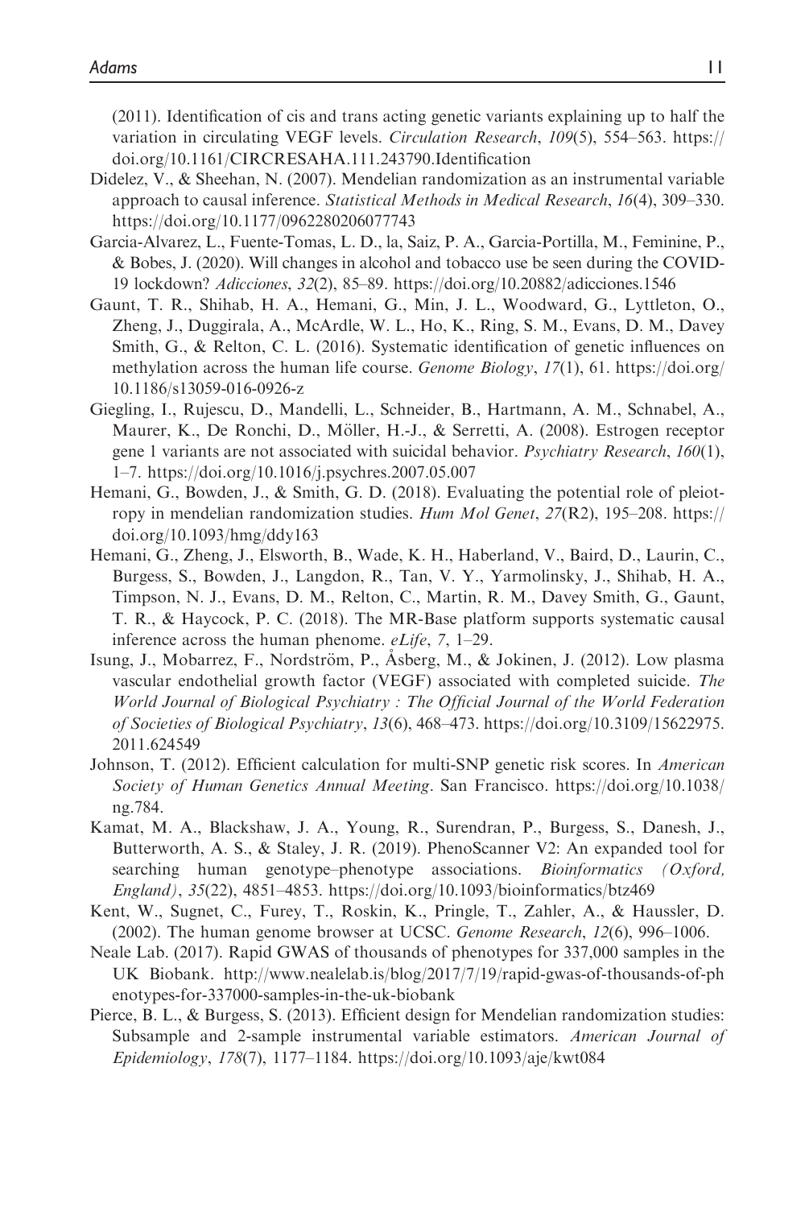(2011). Identification of cis and trans acting genetic variants explaining up to half the variation in circulating VEGF levels. *Circulation Research*, *109*(5), 554–563. https://doi.org/10.1161/CIRCRESAHA.111.243790.Identification

Didelez, V., & Sheehan, N. (2007). Mendelian randomization as an instrumental variable approach to causal inference. *Statistical Methods in Medical Research*, *16*(4), 309–330. https://doi.org/10.1177/0962280206077743

Garcia-Alvarez, L., Fuente-Tomas, L. D., la, Saiz, P. A., Garcia-Portilla, M., Feminine, P., & Bobes, J. (2020). Will changes in alcohol and tobacco use be seen during the COVID-19 lockdown? *Adicciones*, *32*(2), 85–89. https://doi.org/10.20882/adicciones.1546

Gaunt, T. R., Shihab, H. A., Hemani, G., Min, J. L., Woodward, G., Lyttleton, O., Zheng, J., Duggirala, A., McArdle, W. L., Ho, K., Ring, S. M., Evans, D. M., Davey Smith, G., & Relton, C. L. (2016). Systematic identification of genetic influences on methylation across the human life course. *Genome Biology*, *17*(1), 61. https://doi.org/10.1186/s13059-016-0926-z

Giegling, I., Rujescu, D., Mandelli, L., Schneider, B., Hartmann, A. M., Schnabel, A., Maurer, K., De Ronchi, D., Möller, H.-J., & Serretti, A. (2008). Estrogen receptor gene 1 variants are not associated with suicidal behavior. *Psychiatry Research*, *160*(1), 1–7. https://doi.org/10.1016/j.psychres.2007.05.007

Hemani, G., Bowden, J., & Smith, G. D. (2018). Evaluating the potential role of pleiotropy in mendelian randomization studies. *Hum Mol Genet*, *27*(R2), 195–208. https://doi.org/10.1093/hmg/ddy163

Hemani, G., Zheng, J., Elsworth, B., Wade, K. H., Haberland, V., Baird, D., Laurin, C., Burgess, S., Bowden, J., Langdon, R., Tan, V. Y., Yarmolinsky, J., Shihab, H. A., Timpson, N. J., Evans, D. M., Relton, C., Martin, R. M., Davey Smith, G., Gaunt, T. R., & Haycock, P. C. (2018). The MR-Base platform supports systematic causal inference across the human phenome. *eLife*, *7*, 1–29.

Isung, J., Mobarrez, F., Nordström, P., Åsberg, M., & Jokinen, J. (2012). Low plasma vascular endothelial growth factor (VEGF) associated with completed suicide. *The World Journal of Biological Psychiatry : The Official Journal of the World Federation of Societies of Biological Psychiatry*, *13*(6), 468–473. https://doi.org/10.3109/15622975.2011.624549

Johnson, T. (2012). Efficient calculation for multi-SNP genetic risk scores. In *American Society of Human Genetics Annual Meeting*. San Francisco. https://doi.org/10.1038/ng.784.

Kamat, M. A., Blackshaw, J. A., Young, R., Surendran, P., Burgess, S., Danesh, J., Butterworth, A. S., & Staley, J. R. (2019). PhenoScanner V2: An expanded tool for searching human genotype–phenotype associations. *Bioinformatics (Oxford, England)*, *35*(22), 4851–4853. https://doi.org/10.1093/bioinformatics/btz469

Kent, W., Sugnet, C., Furey, T., Roskin, K., Pringle, T., Zahler, A., & Haussler, D. (2002). The human genome browser at UCSC. *Genome Research*, *12*(6), 996–1006.

Neale Lab. (2017). Rapid GWAS of thousands of phenotypes for 337,000 samples in the UK Biobank. http://www.nealelab.is/blog/2017/7/19/rapid-gwas-of-thousands-of-phenotypes-for-337000-samples-in-the-uk-biobank

Pierce, B. L., & Burgess, S. (2013). Efficient design for Mendelian randomization studies: Subsample and 2-sample instrumental variable estimators. *American Journal of Epidemiology*, *178*(7), 1177–1184. https://doi.org/10.1093/aje/kwt084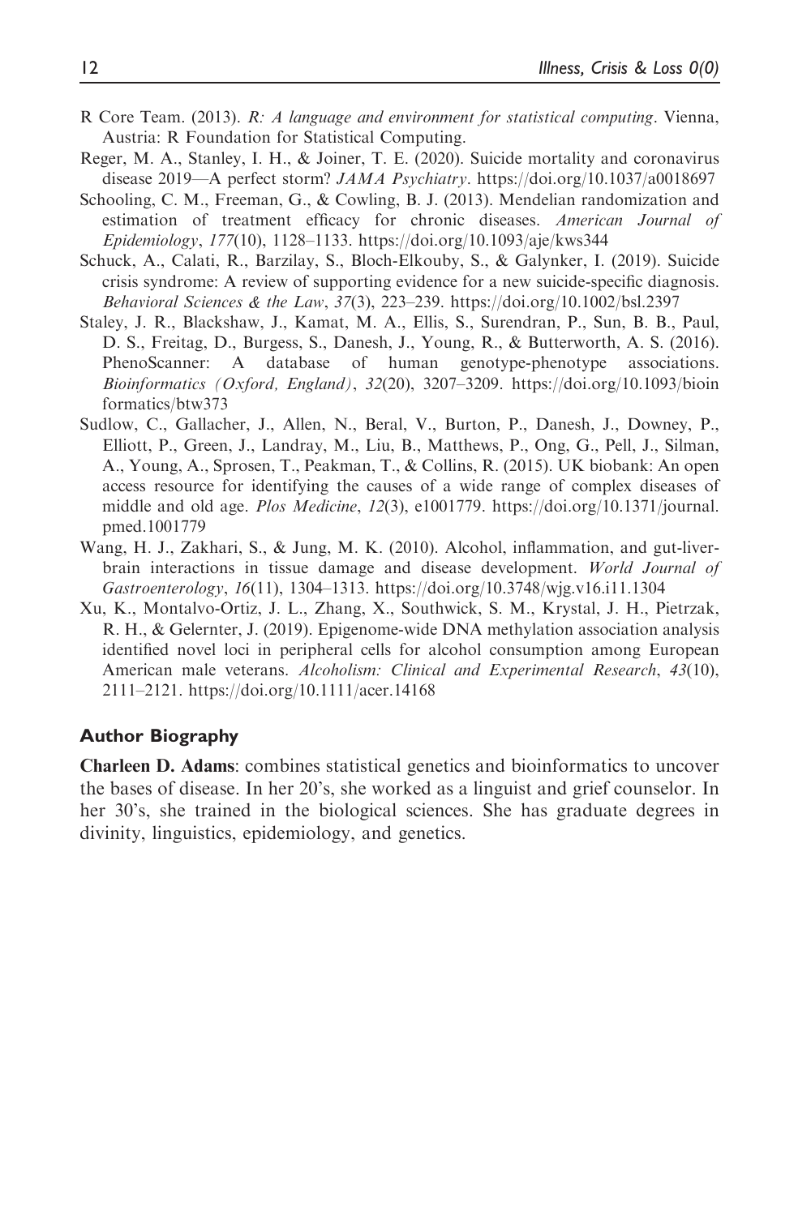R Core Team. (2013). *R: A language and environment for statistical computing*. Vienna, Austria: R Foundation for Statistical Computing.

Reger, M. A., Stanley, I. H., & Joiner, T. E. (2020). Suicide mortality and coronavirus disease 2019—A perfect storm? *JAMA Psychiatry*. https://doi.org/10.1037/a0018697

Schooling, C. M., Freeman, G., & Cowling, B. J. (2013). Mendelian randomization and estimation of treatment efficacy for chronic diseases. *American Journal of Epidemiology*, *177*(10), 1128–1133. https://doi.org/10.1093/aje/kws344

Schuck, A., Calati, R., Barzilay, S., Bloch-Elkouby, S., & Galynker, I. (2019). Suicide crisis syndrome: A review of supporting evidence for a new suicide-specific diagnosis. *Behavioral Sciences & the Law*, *37*(3), 223–239. https://doi.org/10.1002/bsl.2397

Staley, J. R., Blackshaw, J., Kamat, M. A., Ellis, S., Surendran, P., Sun, B. B., Paul, D. S., Freitag, D., Burgess, S., Danesh, J., Young, R., & Butterworth, A. S. (2016). PhenoScanner: A database of human genotype-phenotype associations. *Bioinformatics (Oxford, England)*, *32*(20), 3207–3209. https://doi.org/10.1093/bioinformatics/btw373

Sudlow, C., Gallacher, J., Allen, N., Beral, V., Burton, P., Danesh, J., Downey, P., Elliott, P., Green, J., Landray, M., Liu, B., Matthews, P., Ong, G., Pell, J., Silman, A., Young, A., Sprosen, T., Peakman, T., & Collins, R. (2015). UK biobank: An open access resource for identifying the causes of a wide range of complex diseases of middle and old age. *Plos Medicine*, *12*(3), e1001779. https://doi.org/10.1371/journal.pmed.1001779

Wang, H. J., Zakhari, S., & Jung, M. K. (2010). Alcohol, inflammation, and gut-liver-brain interactions in tissue damage and disease development. *World Journal of Gastroenterology*, *16*(11), 1304–1313. https://doi.org/10.3748/wjg.v16.i11.1304

Xu, K., Montalvo-Ortiz, J. L., Zhang, X., Southwick, S. M., Krystal, J. H., Pietrzak, R. H., & Gelernter, J. (2019). Epigenome-wide DNA methylation association analysis identified novel loci in peripheral cells for alcohol consumption among European American male veterans. *Alcoholism: Clinical and Experimental Research*, *43*(10), 2111–2121. https://doi.org/10.1111/acer.14168

## Author Biography

**Charleen D. Adams**: combines statistical genetics and bioinformatics to uncover the bases of disease. In her 20's, she worked as a linguist and grief counselor. In her 30's, she trained in the biological sciences. She has graduate degrees in divinity, linguistics, epidemiology, and genetics.